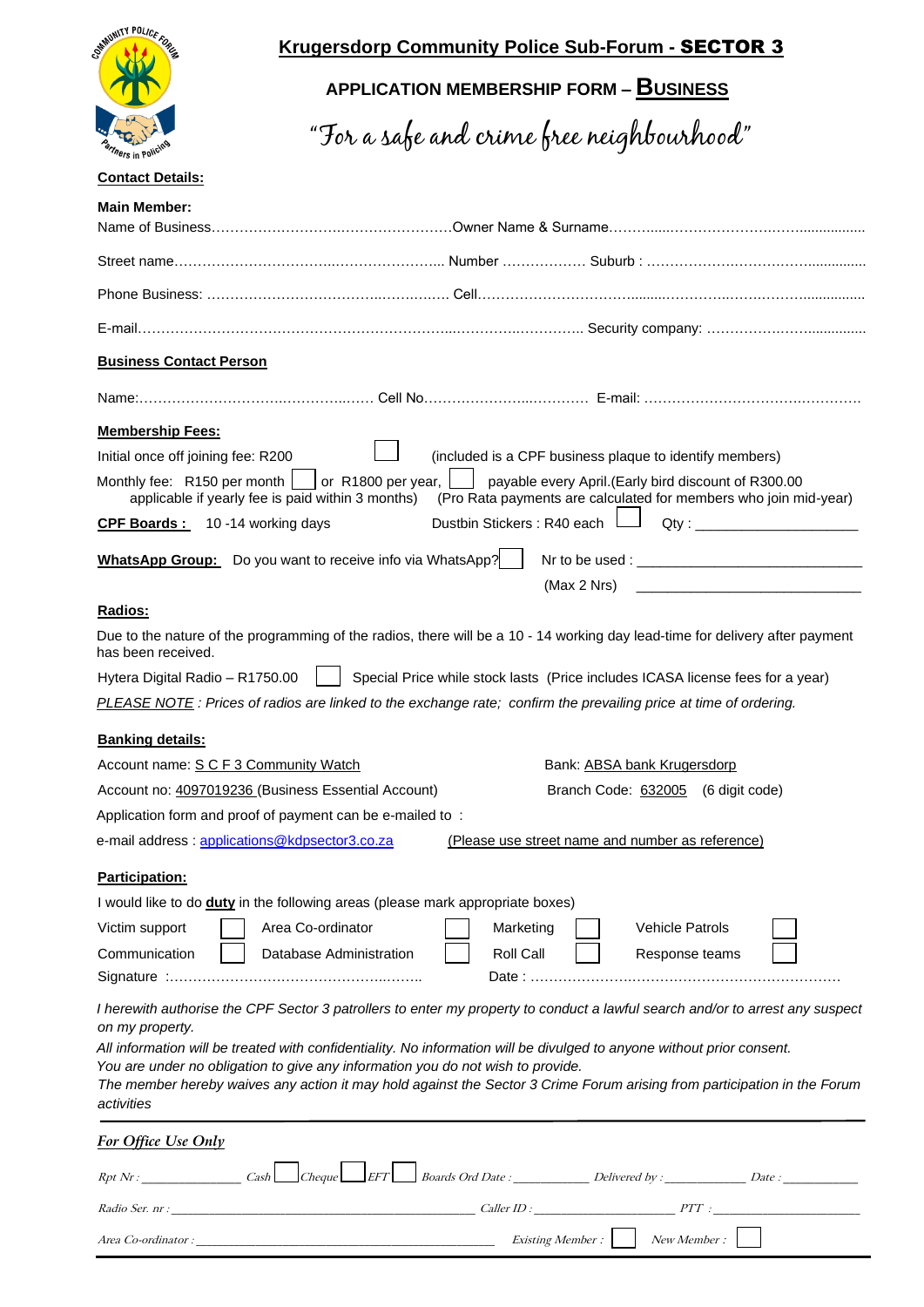# Krugersdorp Community Police Sub-Forum - SECTOR 3

## APPLICATION MEMBERSHIP FORM – BUSINESS

*"For a safe and crime free neighbourhood"*

**Contact Details:**

**Main Member:**

Name of Business……………………………………………Owner Name & Surname……………………………………………

Street name………………………………………………… Number ……………… Suburb : ……………………………………

Phone Business: …………………………………………… Cell……………………………………………………………………

E-mail……………………………………………………………………………………… Security company: ………………………

**Business Contact Person**

Name:……………………………………………… Cell No……………………………… E-mail: ………………………………………

**Membership Fees:**

Initial once off joining fee: R200 ☐ (included is a CPF business plaque to identify members)

Monthly fee: R150 per month ☐ or R1800 per year, ☐ payable every April.(Early bird discount of R300.00 applicable if yearly fee is paid within 3 months) (Pro Rata payments are calculated for members who join mid-year)

**CPF Boards :** 10 -14 working days Dustbin Stickers : R40 each ☐ Qty : ____________________

**WhatsApp Group:** Do you want to receive info via WhatsApp? ☐ Nr to be used : ____________________________

(Max 2 Nrs) ____________________________

**Radios:**

Due to the nature of the programming of the radios, there will be a 10 - 14 working day lead-time for delivery after payment has been received.

Hytera Digital Radio – R1750.00 ☐ Special Price while stock lasts (Price includes ICASA license fees for a year)

*PLEASE NOTE : Prices of radios are linked to the exchange rate; confirm the prevailing price at time of ordering.*

**Banking details:**

Account name: S C F 3 Community Watch

Bank: ABSA bank Krugersdorp

Account no: 4097019236 (Business Essential Account)

Branch Code: 632005 (6 digit code)

Application form and proof of payment can be e-mailed to :

e-mail address : applications@kdpsector3.co.za (Please use street name and number as reference)

**Participation:**

I would like to do **duty** in the following areas (please mark appropriate boxes)

| | | | | | | | |
|---|---|---|---|---|---|---|---|
| Victim support | ☐ | Area Co-ordinator | ☐ | Marketing | ☐ | Vehicle Patrols | ☐ |
| Communication | ☐ | Database Administration | ☐ | Roll Call | ☐ | Response teams | ☐ |

Signature :……………………………………………… Date : ……………………………………………………………

*I herewith authorise the CPF Sector 3 patrollers to enter my property to conduct a lawful search and/or to arrest any suspect on my property.*

*All information will be treated with confidentiality. No information will be divulged to anyone without prior consent.*

*You are under no obligation to give any information you do not wish to provide.*

*The member hereby waives any action it may hold against the Sector 3 Crime Forum arising from participation in the Forum activities*

***For Office Use Only***

*Rpt Nr : ______________ Cash ☐ Cheque ☐ EFT ☐ Boards Ord Date : __________ Delivered by : __________ Date : __________*

*Radio Ser. nr : ________________________________ Caller ID : ____________________ PTT : ____________________*

*Area Co-ordinator : ________________________________ Existing Member : ☐ New Member : ☐*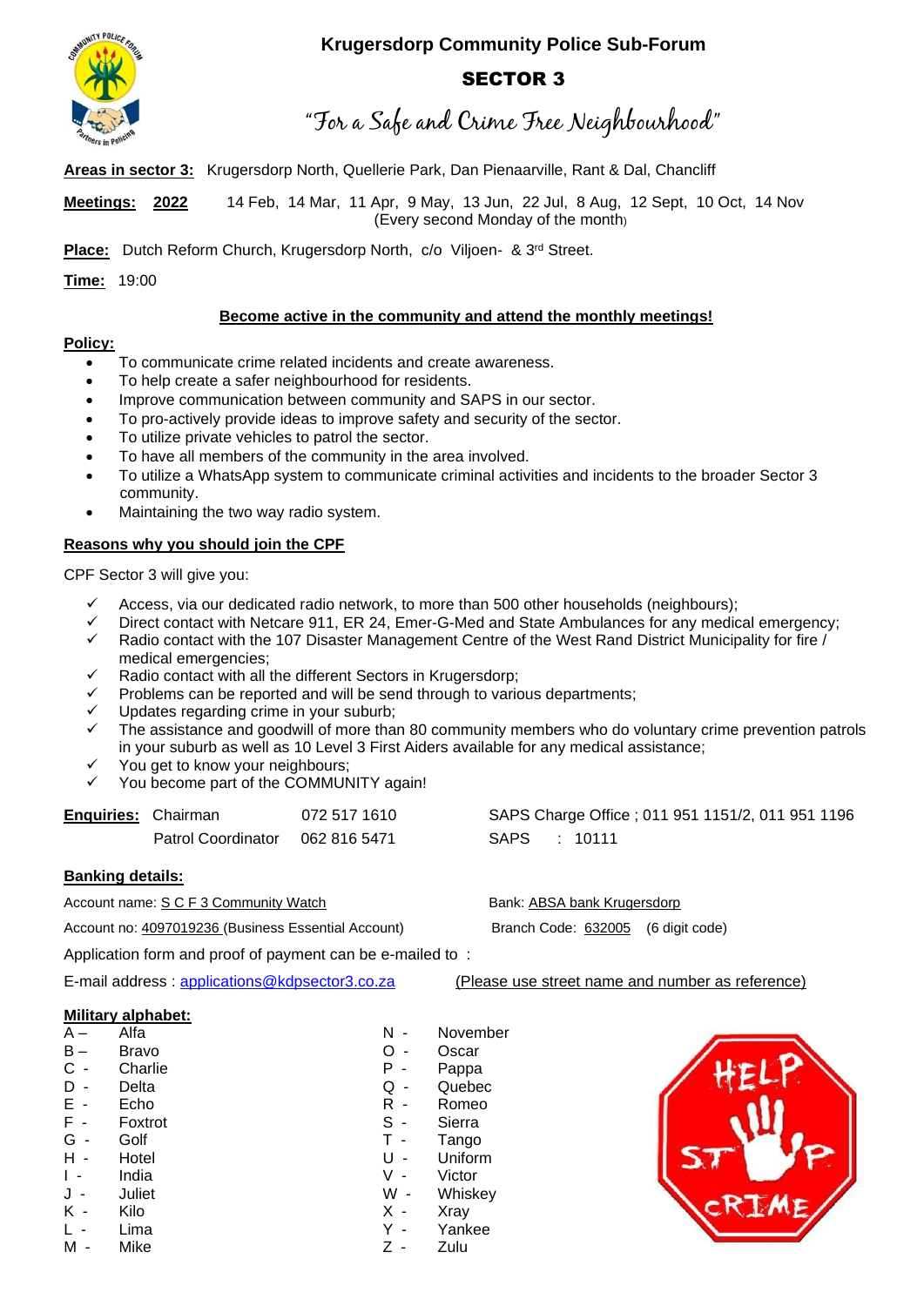# Krugersdorp Community Police Sub-Forum

## SECTOR 3

*"For a Safe and Crime Free Neighbourhood"*

**Areas in sector 3:** Krugersdorp North, Quellerie Park, Dan Pienaarville, Rant & Dal, Chancliff

**Meetings:** **2022** 14 Feb, 14 Mar, 11 Apr, 9 May, 13 Jun, 22 Jul, 8 Aug, 12 Sept, 10 Oct, 14 Nov
(Every second Monday of the month)

**Place:** Dutch Reform Church, Krugersdorp North, c/o Viljoen- & 3rd Street.

**Time:** 19:00

**Become active in the community and attend the monthly meetings!**

**Policy:**

- To communicate crime related incidents and create awareness.
- To help create a safer neighbourhood for residents.
- Improve communication between community and SAPS in our sector.
- To pro-actively provide ideas to improve safety and security of the sector.
- To utilize private vehicles to patrol the sector.
- To have all members of the community in the area involved.
- To utilize a WhatsApp system to communicate criminal activities and incidents to the broader Sector 3 community.
- Maintaining the two way radio system.

**Reasons why you should join the CPF**

CPF Sector 3 will give you:

- ✓ Access, via our dedicated radio network, to more than 500 other households (neighbours);
- ✓ Direct contact with Netcare 911, ER 24, Emer-G-Med and State Ambulances for any medical emergency;
- ✓ Radio contact with the 107 Disaster Management Centre of the West Rand District Municipality for fire / medical emergencies;
- ✓ Radio contact with all the different Sectors in Krugersdorp;
- ✓ Problems can be reported and will be send through to various departments;
- ✓ Updates regarding crime in your suburb;
- ✓ The assistance and goodwill of more than 80 community members who do voluntary crime prevention patrols in your suburb as well as 10 Level 3 First Aiders available for any medical assistance;
- ✓ You get to know your neighbours;
- ✓ You become part of the COMMUNITY again!

**Enquiries:** Chairman 072 517 1610 — SAPS Charge Office ; 011 951 1151/2, 011 951 1196
Patrol Coordinator 062 816 5471 — SAPS : 10111

**Banking details:**

Account name: S C F 3 Community Watch — Bank: ABSA bank Krugersdorp

Account no: 4097019236 (Business Essential Account) — Branch Code: 632005 (6 digit code)

Application form and proof of payment can be e-mailed to :

E-mail address : applications@kdpsector3.co.za (Please use street name and number as reference)

**Military alphabet:**

A – Alfa
B – Bravo
C - Charlie
D - Delta
E - Echo
F - Foxtrot
G - Golf
H - Hotel
I - India
J - Juliet
K - Kilo
L - Lima
M - Mike
N - November
O - Oscar
P - Pappa
Q - Quebec
R - Romeo
S - Sierra
T - Tango
U - Uniform
V - Victor
W - Whiskey
X - Xray
Y - Yankee
Z - Zulu